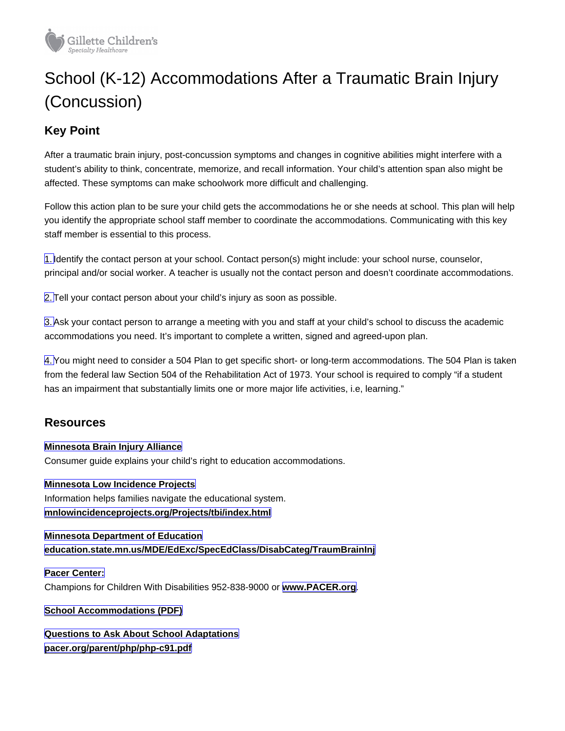Gillette Children's
*Specialty Healthcare*

# School (K-12) Accommodations After a Traumatic Brain Injury (Concussion)

## Key Point

After a traumatic brain injury, post-concussion symptoms and changes in cognitive abilities might interfere with a student's ability to think, concentrate, memorize, and recall information. Your child's attention span also might be affected. These symptoms can make schoolwork more difficult and challenging.

Follow this action plan to be sure your child gets the accommodations he or she needs at school. This plan will help you identify the appropriate school staff member to coordinate the accommodations. Communicating with this key staff member is essential to this process.

1. Identify the contact person at your school. Contact person(s) might include: your school nurse, counselor, principal and/or social worker. A teacher is usually not the contact person and doesn't coordinate accommodations.

2. Tell your contact person about your child's injury as soon as possible.

3. Ask your contact person to arrange a meeting with you and staff at your child's school to discuss the academic accommodations you need. It's important to complete a written, signed and agreed-upon plan.

4. You might need to consider a 504 Plan to get specific short- or long-term accommodations. The 504 Plan is taken from the federal law Section 504 of the Rehabilitation Act of 1973. Your school is required to comply "if a student has an impairment that substantially limits one or more major life activities, i.e, learning."

## Resources

**Minnesota Brain Injury Alliance**
Consumer guide explains your child's right to education accommodations.

**Minnesota Low Incidence Projects**
Information helps families navigate the educational system.
**mnlowincidenceprojects.org/Projects/tbi/index.html**

**Minnesota Department of Education**
**education.state.mn.us/MDE/EdExc/SpecEdClass/DisabCateg/TraumBrainInj**

**Pacer Center:**
Champions for Children With Disabilities 952-838-9000 or **www.PACER.org**.

**School Accommodations (PDF)**

**Questions to Ask About School Adaptations**
**pacer.org/parent/php/php-c91.pdf**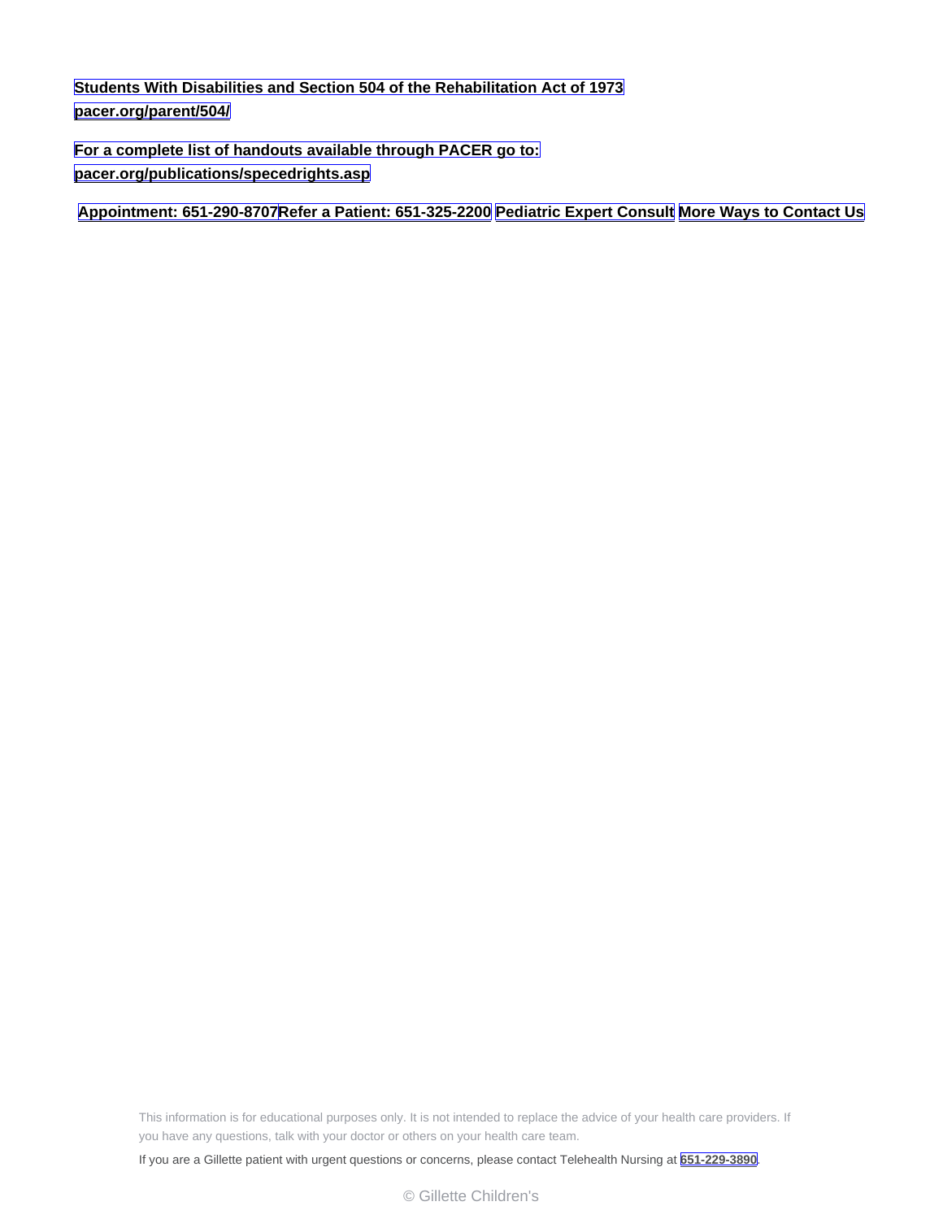**Students With Disabilities and Section 504 of the Rehabilitation Act of 1973**
**pacer.org/parent/504/**

**For a complete list of handouts available through PACER go to:**
**pacer.org/publications/specedrights.asp**

**Appointment: 651-290-8707** **Refer a Patient: 651-325-2200** **Pediatric Expert Consult** **More Ways to Contact Us**

This information is for educational purposes only. It is not intended to replace the advice of your health care providers. If you have any questions, talk with your doctor or others on your health care team.

If you are a Gillette patient with urgent questions or concerns, please contact Telehealth Nursing at **651-229-3890**.

© Gillette Children's